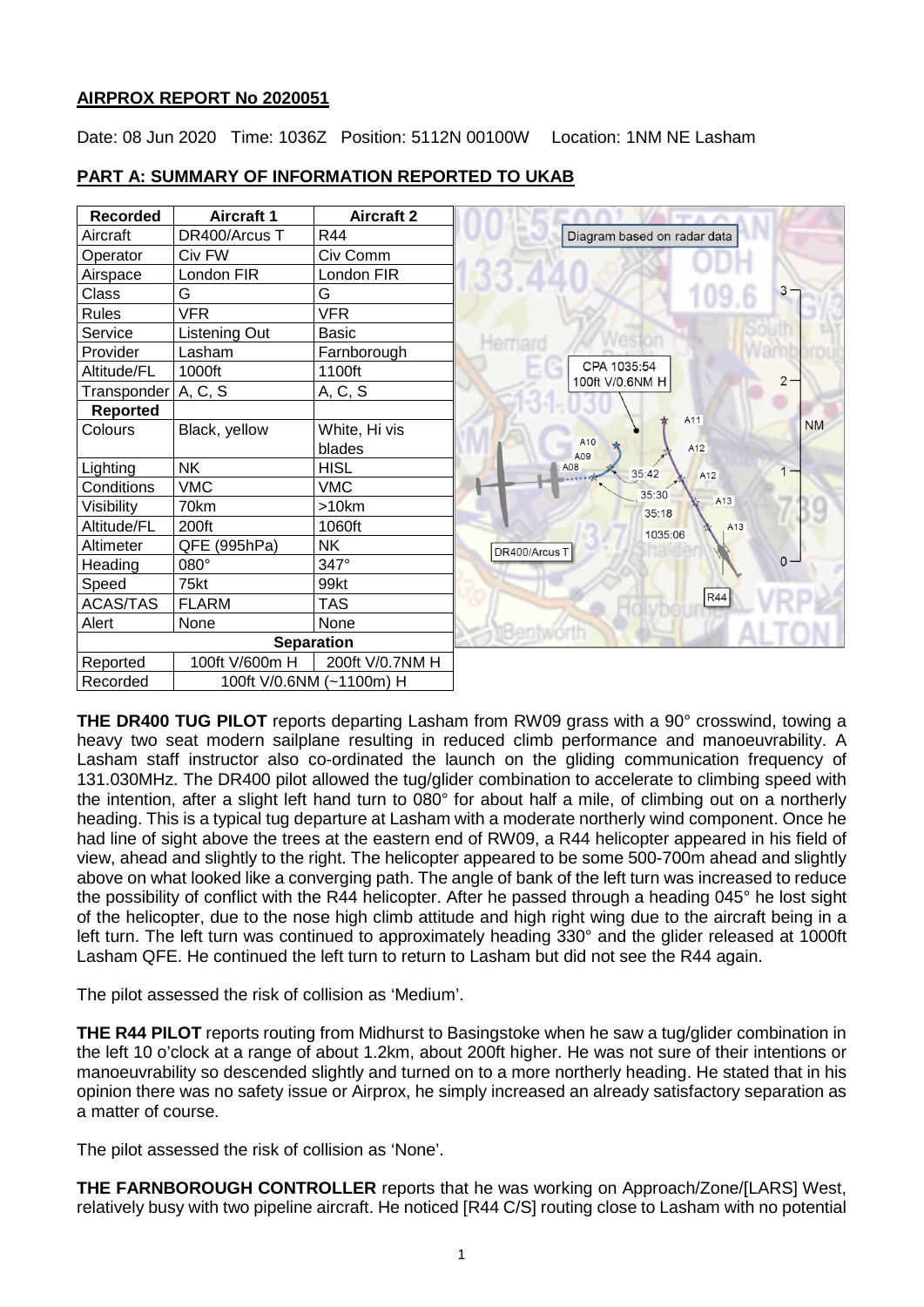# AIRPROX REPORT No 2020051

Date: 08 Jun 2020 Time: 1036Z Position: 5112N 00100W Location: 1NM NE Lasham

## PART A: SUMMARY OF INFORMATION REPORTED TO UKAB

| Recorded | Aircraft 1 | Aircraft 2 |
|---|---|---|
| Aircraft | DR400/Arcus T | R44 |
| Operator | Civ FW | Civ Comm |
| Airspace | London FIR | London FIR |
| Class | G | G |
| Rules | VFR | VFR |
| Service | Listening Out | Basic |
| Provider | Lasham | Farnborough |
| Altitude/FL | 1000ft | 1100ft |
| Transponder | A, C, S | A, C, S |
| **Reported** | | |
| Colours | Black, yellow | White, Hi vis blades |
| Lighting | NK | HISL |
| Conditions | VMC | VMC |
| Visibility | 70km | >10km |
| Altitude/FL | 200ft | 1060ft |
| Altimeter | QFE (995hPa) | NK |
| Heading | 080° | 347° |
| Speed | 75kt | 99kt |
| ACAS/TAS | FLARM | TAS |
| Alert | None | None |
| **Separation** | | |
| Reported | 100ft V/600m H | 200ft V/0.7NM H |
| Recorded | 100ft V/0.6NM (~1100m) H | |

**THE DR400 TUG PILOT** reports departing Lasham from RW09 grass with a 90° crosswind, towing a heavy two seat modern sailplane resulting in reduced climb performance and manoeuvrability. A Lasham staff instructor also co-ordinated the launch on the gliding communication frequency of 131.030MHz. The DR400 pilot allowed the tug/glider combination to accelerate to climbing speed with the intention, after a slight left hand turn to 080° for about half a mile, of climbing out on a northerly heading. This is a typical tug departure at Lasham with a moderate northerly wind component. Once he had line of sight above the trees at the eastern end of RW09, a R44 helicopter appeared in his field of view, ahead and slightly to the right. The helicopter appeared to be some 500-700m ahead and slightly above on what looked like a converging path. The angle of bank of the left turn was increased to reduce the possibility of conflict with the R44 helicopter. After he passed through a heading 045° he lost sight of the helicopter, due to the nose high climb attitude and high right wing due to the aircraft being in a left turn. The left turn was continued to approximately heading 330° and the glider released at 1000ft Lasham QFE. He continued the left turn to return to Lasham but did not see the R44 again.

The pilot assessed the risk of collision as 'Medium'.

**THE R44 PILOT** reports routing from Midhurst to Basingstoke when he saw a tug/glider combination in the left 10 o'clock at a range of about 1.2km, about 200ft higher. He was not sure of their intentions or manoeuvrability so descended slightly and turned on to a more northerly heading. He stated that in his opinion there was no safety issue or Airprox, he simply increased an already satisfactory separation as a matter of course.

The pilot assessed the risk of collision as 'None'.

**THE FARNBOROUGH CONTROLLER** reports that he was working on Approach/Zone/[LARS] West, relatively busy with two pipeline aircraft. He noticed [R44 C/S] routing close to Lasham with no potential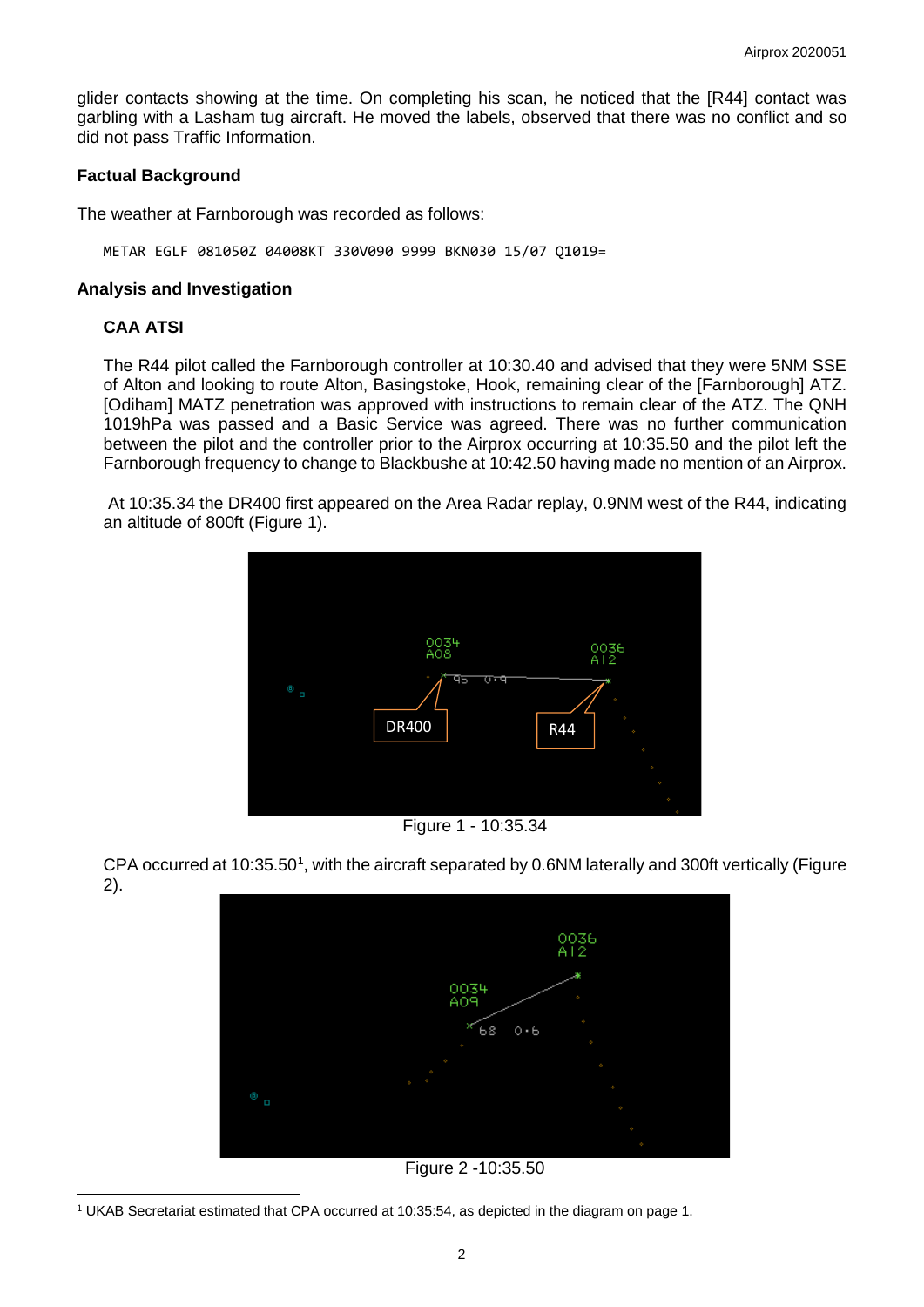glider contacts showing at the time. On completing his scan, he noticed that the [R44] contact was garbling with a Lasham tug aircraft. He moved the labels, observed that there was no conflict and so did not pass Traffic Information.

### Factual Background

The weather at Farnborough was recorded as follows:

```
METAR EGLF 081050Z 04008KT 330V090 9999 BKN030 15/07 Q1019=
```

### Analysis and Investigation

#### CAA ATSI

The R44 pilot called the Farnborough controller at 10:30.40 and advised that they were 5NM SSE of Alton and looking to route Alton, Basingstoke, Hook, remaining clear of the [Farnborough] ATZ. [Odiham] MATZ penetration was approved with instructions to remain clear of the ATZ. The QNH 1019hPa was passed and a Basic Service was agreed. There was no further communication between the pilot and the controller prior to the Airprox occurring at 10:35.50 and the pilot left the Farnborough frequency to change to Blackbushe at 10:42.50 having made no mention of an Airprox.

At 10:35.34 the DR400 first appeared on the Area Radar replay, 0.9NM west of the R44, indicating an altitude of 800ft (Figure 1).

Figure 1 - 10:35.34

CPA occurred at 10:35.50[1], with the aircraft separated by 0.6NM laterally and 300ft vertically (Figure 2).

Figure 2 -10:35.50

[1] UKAB Secretariat estimated that CPA occurred at 10:35:54, as depicted in the diagram on page 1.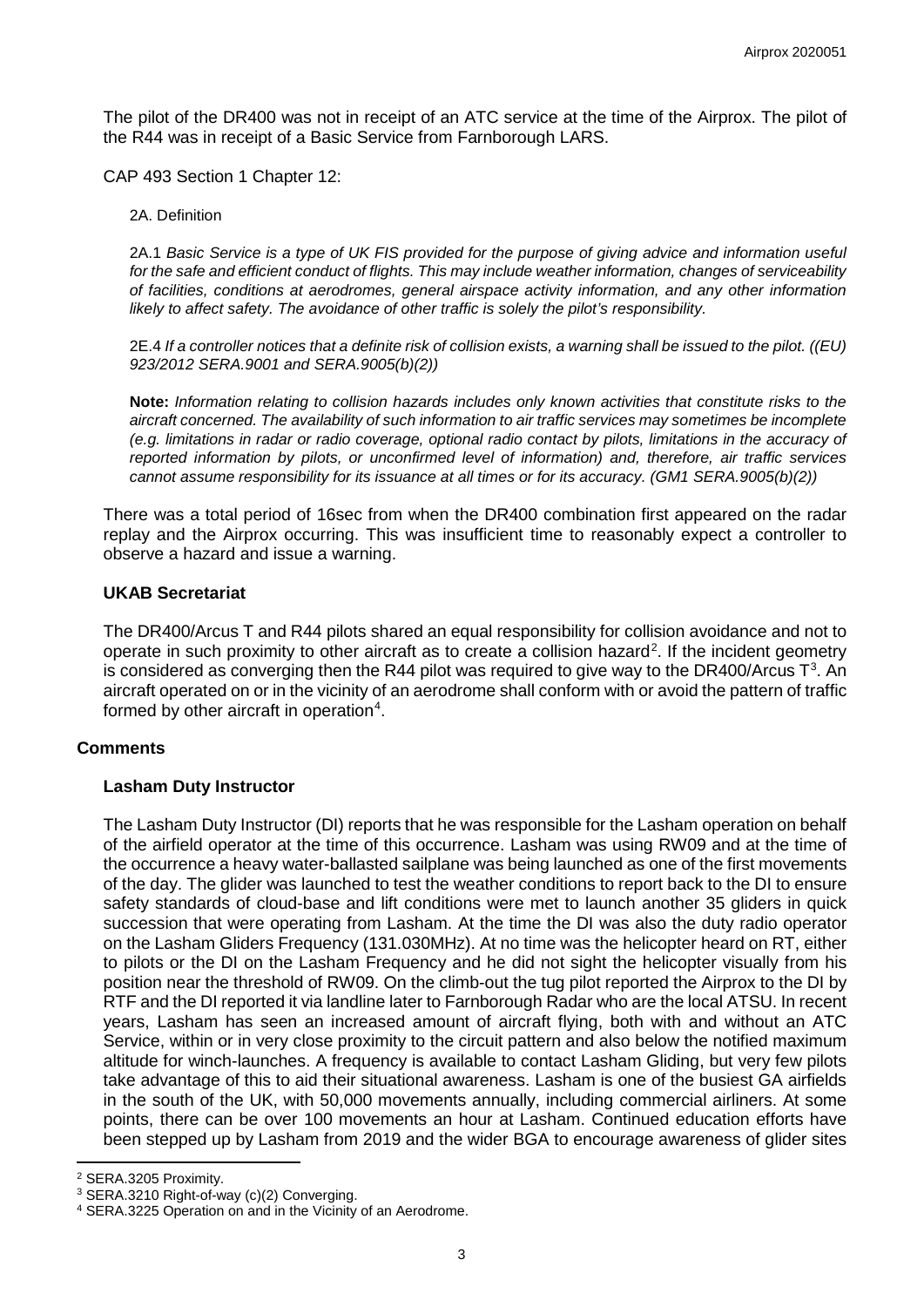The pilot of the DR400 was not in receipt of an ATC service at the time of the Airprox. The pilot of the R44 was in receipt of a Basic Service from Farnborough LARS.

CAP 493 Section 1 Chapter 12:

> 2A. Definition
>
> 2A.1 *Basic Service is a type of UK FIS provided for the purpose of giving advice and information useful for the safe and efficient conduct of flights. This may include weather information, changes of serviceability of facilities, conditions at aerodromes, general airspace activity information, and any other information likely to affect safety. The avoidance of other traffic is solely the pilot's responsibility.*
>
> 2E.4 *If a controller notices that a definite risk of collision exists, a warning shall be issued to the pilot. ((EU) 923/2012 SERA.9001 and SERA.9005(b)(2))*
>
> **Note:** *Information relating to collision hazards includes only known activities that constitute risks to the aircraft concerned. The availability of such information to air traffic services may sometimes be incomplete (e.g. limitations in radar or radio coverage, optional radio contact by pilots, limitations in the accuracy of reported information by pilots, or unconfirmed level of information) and, therefore, air traffic services cannot assume responsibility for its issuance at all times or for its accuracy. (GM1 SERA.9005(b)(2))*

There was a total period of 16sec from when the DR400 combination first appeared on the radar replay and the Airprox occurring. This was insufficient time to reasonably expect a controller to observe a hazard and issue a warning.

### UKAB Secretariat

The DR400/Arcus T and R44 pilots shared an equal responsibility for collision avoidance and not to operate in such proximity to other aircraft as to create a collision hazard[2]. If the incident geometry is considered as converging then the R44 pilot was required to give way to the DR400/Arcus T[3]. An aircraft operated on or in the vicinity of an aerodrome shall conform with or avoid the pattern of traffic formed by other aircraft in operation[4].

## Comments

### Lasham Duty Instructor

The Lasham Duty Instructor (DI) reports that he was responsible for the Lasham operation on behalf of the airfield operator at the time of this occurrence. Lasham was using RW09 and at the time of the occurrence a heavy water-ballasted sailplane was being launched as one of the first movements of the day. The glider was launched to test the weather conditions to report back to the DI to ensure safety standards of cloud-base and lift conditions were met to launch another 35 gliders in quick succession that were operating from Lasham. At the time the DI was also the duty radio operator on the Lasham Gliders Frequency (131.030MHz). At no time was the helicopter heard on RT, either to pilots or the DI on the Lasham Frequency and he did not sight the helicopter visually from his position near the threshold of RW09. On the climb-out the tug pilot reported the Airprox to the DI by RTF and the DI reported it via landline later to Farnborough Radar who are the local ATSU. In recent years, Lasham has seen an increased amount of aircraft flying, both with and without an ATC Service, within or in very close proximity to the circuit pattern and also below the notified maximum altitude for winch-launches. A frequency is available to contact Lasham Gliding, but very few pilots take advantage of this to aid their situational awareness. Lasham is one of the busiest GA airfields in the south of the UK, with 50,000 movements annually, including commercial airliners. At some points, there can be over 100 movements an hour at Lasham. Continued education efforts have been stepped up by Lasham from 2019 and the wider BGA to encourage awareness of glider sites

[2] SERA.3205 Proximity.
[3] SERA.3210 Right-of-way (c)(2) Converging.
[4] SERA.3225 Operation on and in the Vicinity of an Aerodrome.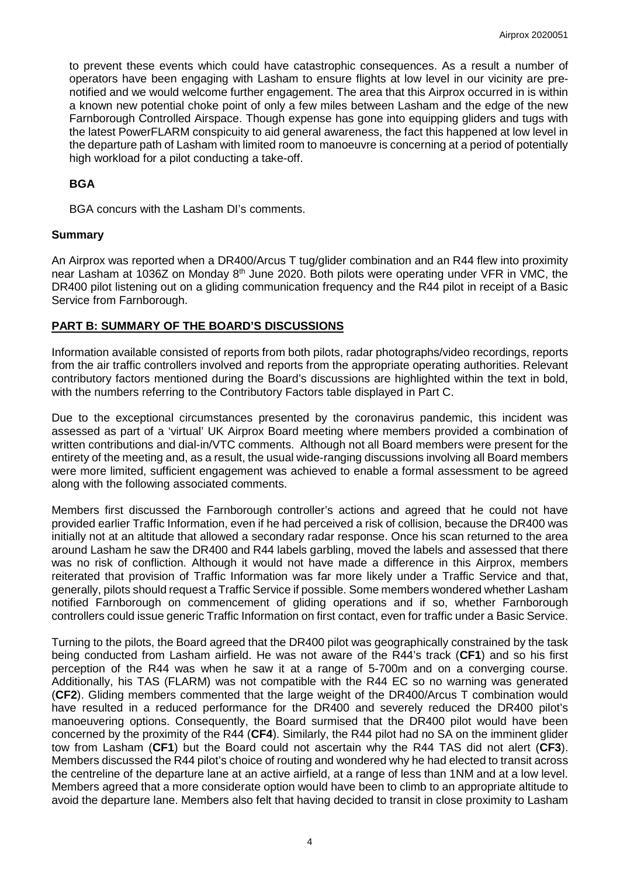to prevent these events which could have catastrophic consequences. As a result a number of operators have been engaging with Lasham to ensure flights at low level in our vicinity are pre-notified and we would welcome further engagement. The area that this Airprox occurred in is within a known new potential choke point of only a few miles between Lasham and the edge of the new Farnborough Controlled Airspace. Though expense has gone into equipping gliders and tugs with the latest PowerFLARM conspicuity to aid general awareness, the fact this happened at low level in the departure path of Lasham with limited room to manoeuvre is concerning at a period of potentially high workload for a pilot conducting a take-off.

**BGA**

BGA concurs with the Lasham DI's comments.

## Summary

An Airprox was reported when a DR400/Arcus T tug/glider combination and an R44 flew into proximity near Lasham at 1036Z on Monday 8th June 2020. Both pilots were operating under VFR in VMC, the DR400 pilot listening out on a gliding communication frequency and the R44 pilot in receipt of a Basic Service from Farnborough.

## PART B: SUMMARY OF THE BOARD'S DISCUSSIONS

Information available consisted of reports from both pilots, radar photographs/video recordings, reports from the air traffic controllers involved and reports from the appropriate operating authorities. Relevant contributory factors mentioned during the Board's discussions are highlighted within the text in bold, with the numbers referring to the Contributory Factors table displayed in Part C.

Due to the exceptional circumstances presented by the coronavirus pandemic, this incident was assessed as part of a 'virtual' UK Airprox Board meeting where members provided a combination of written contributions and dial-in/VTC comments. Although not all Board members were present for the entirety of the meeting and, as a result, the usual wide-ranging discussions involving all Board members were more limited, sufficient engagement was achieved to enable a formal assessment to be agreed along with the following associated comments.

Members first discussed the Farnborough controller's actions and agreed that he could not have provided earlier Traffic Information, even if he had perceived a risk of collision, because the DR400 was initially not at an altitude that allowed a secondary radar response. Once his scan returned to the area around Lasham he saw the DR400 and R44 labels garbling, moved the labels and assessed that there was no risk of confliction. Although it would not have made a difference in this Airprox, members reiterated that provision of Traffic Information was far more likely under a Traffic Service and that, generally, pilots should request a Traffic Service if possible. Some members wondered whether Lasham notified Farnborough on commencement of gliding operations and if so, whether Farnborough controllers could issue generic Traffic Information on first contact, even for traffic under a Basic Service.

Turning to the pilots, the Board agreed that the DR400 pilot was geographically constrained by the task being conducted from Lasham airfield. He was not aware of the R44's track (**CF1**) and so his first perception of the R44 was when he saw it at a range of 5-700m and on a converging course. Additionally, his TAS (FLARM) was not compatible with the R44 EC so no warning was generated (**CF2**). Gliding members commented that the large weight of the DR400/Arcus T combination would have resulted in a reduced performance for the DR400 and severely reduced the DR400 pilot's manoeuvering options. Consequently, the Board surmised that the DR400 pilot would have been concerned by the proximity of the R44 (**CF4**). Similarly, the R44 pilot had no SA on the imminent glider tow from Lasham (**CF1**) but the Board could not ascertain why the R44 TAS did not alert (**CF3**). Members discussed the R44 pilot's choice of routing and wondered why he had elected to transit across the centreline of the departure lane at an active airfield, at a range of less than 1NM and at a low level. Members agreed that a more considerate option would have been to climb to an appropriate altitude to avoid the departure lane. Members also felt that having decided to transit in close proximity to Lasham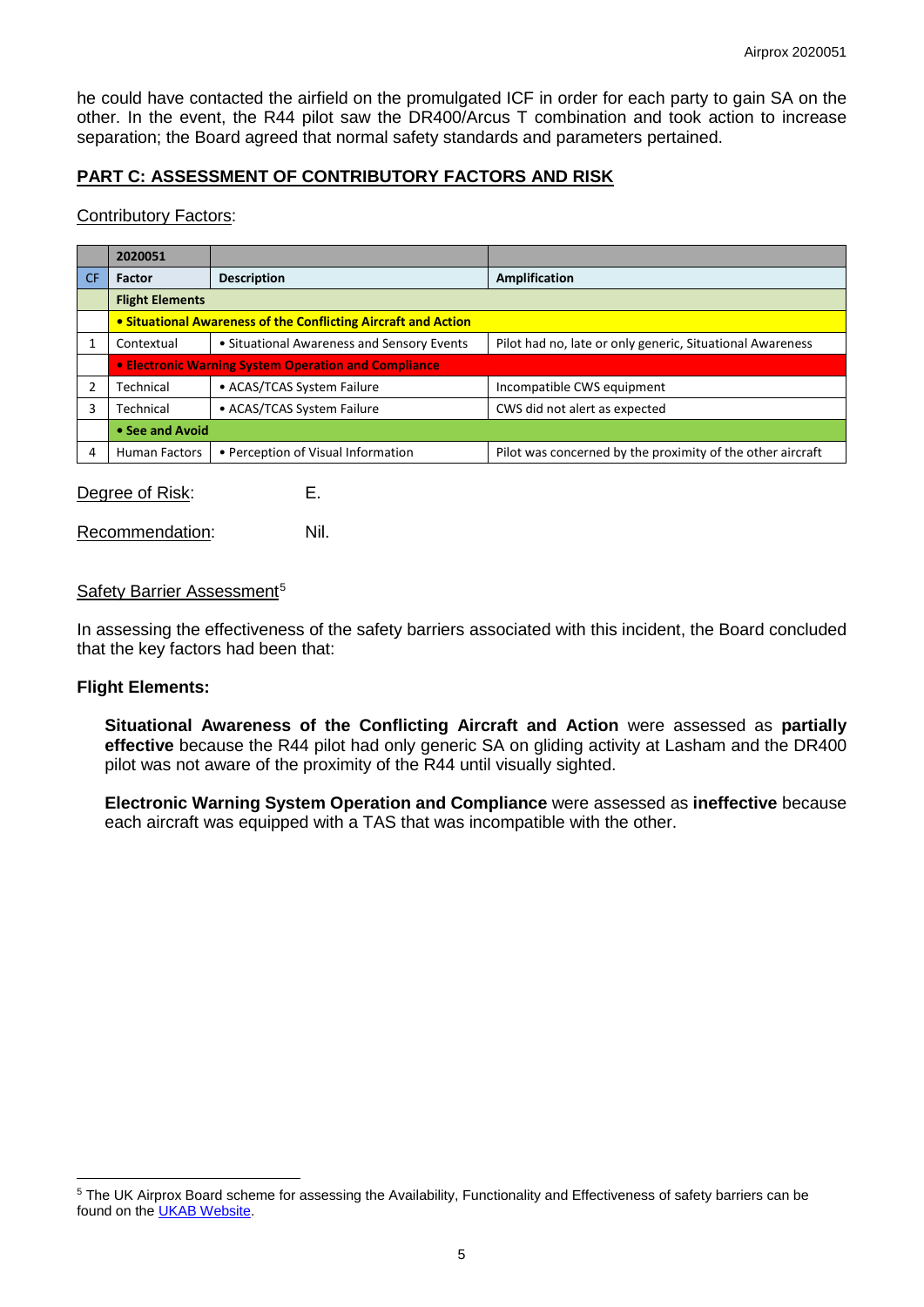he could have contacted the airfield on the promulgated ICF in order for each party to gain SA on the other. In the event, the R44 pilot saw the DR400/Arcus T combination and took action to increase separation; the Board agreed that normal safety standards and parameters pertained.

## PART C: ASSESSMENT OF CONTRIBUTORY FACTORS AND RISK

Contributory Factors:

| | 2020051 | | |
|---|---|---|---|
| CF | Factor | Description | Amplification |
| | **Flight Elements** | | |
| | **• Situational Awareness of the Conflicting Aircraft and Action** | | |
| 1 | Contextual | • Situational Awareness and Sensory Events | Pilot had no, late or only generic, Situational Awareness |
| | **• Electronic Warning System Operation and Compliance** | | |
| 2 | Technical | • ACAS/TCAS System Failure | Incompatible CWS equipment |
| 3 | Technical | • ACAS/TCAS System Failure | CWS did not alert as expected |
| | **• See and Avoid** | | |
| 4 | Human Factors | • Perception of Visual Information | Pilot was concerned by the proximity of the other aircraft |

Degree of Risk: E.

Recommendation: Nil.

Safety Barrier Assessment[5]

In assessing the effectiveness of the safety barriers associated with this incident, the Board concluded that the key factors had been that:

**Flight Elements:**

**Situational Awareness of the Conflicting Aircraft and Action** were assessed as **partially effective** because the R44 pilot had only generic SA on gliding activity at Lasham and the DR400 pilot was not aware of the proximity of the R44 until visually sighted.

**Electronic Warning System Operation and Compliance** were assessed as **ineffective** because each aircraft was equipped with a TAS that was incompatible with the other.

[5] The UK Airprox Board scheme for assessing the Availability, Functionality and Effectiveness of safety barriers can be found on the UKAB Website.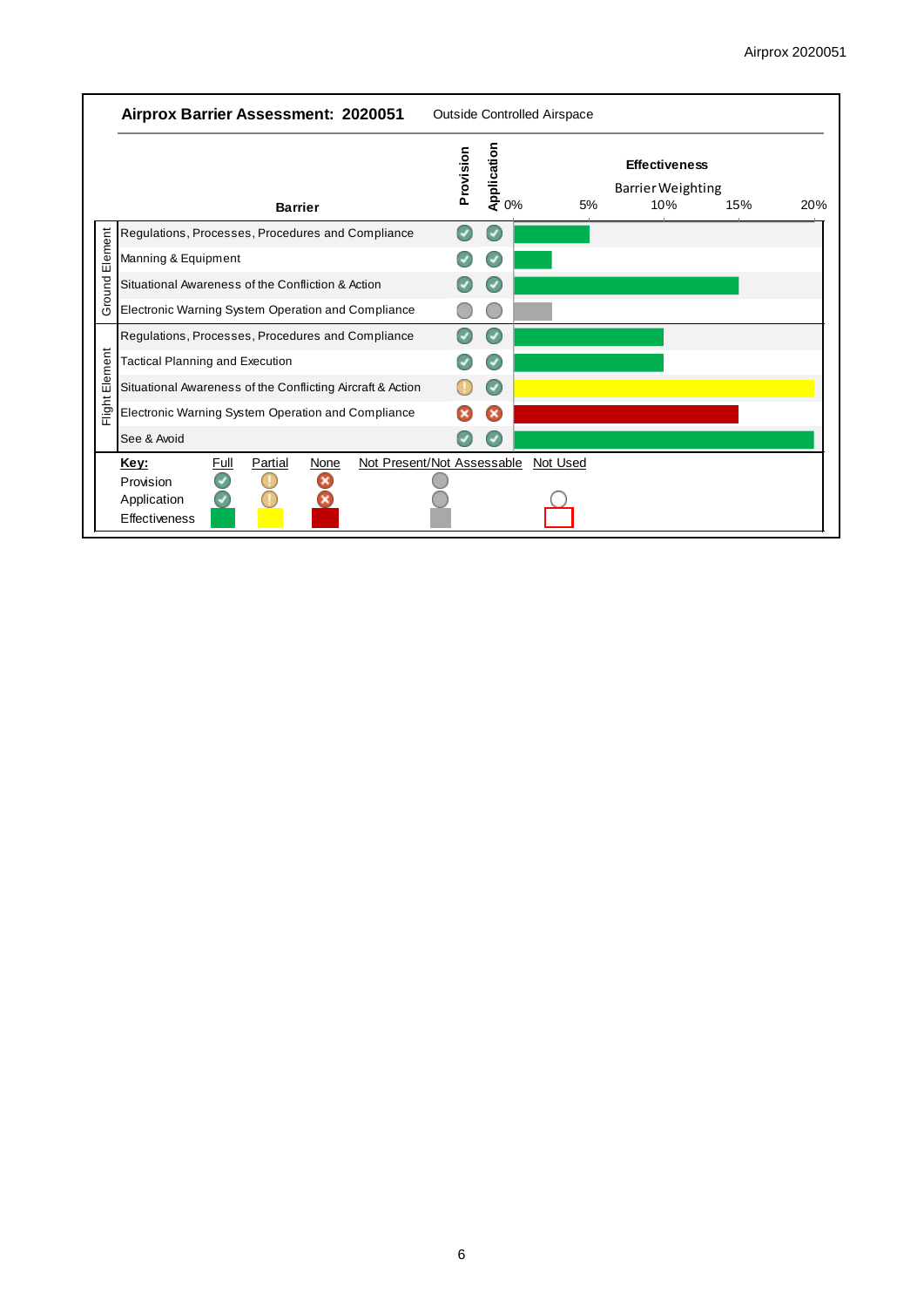**Airprox Barrier Assessment: 2020051** Outside Controlled Airspace

Barrier

Provision

Application

Effectiveness

Barrier Weighting

0% 5% 10% 15% 20%

Ground Element

Regulations, Processes, Procedures and Compliance

Manning & Equipment

Situational Awareness of the Confliction & Action

Electronic Warning System Operation and Compliance

Flight Element

Regulations, Processes, Procedures and Compliance

Tactical Planning and Execution

Situational Awareness of the Conflicting Aircraft & Action

Electronic Warning System Operation and Compliance

See & Avoid

**Key:** Full Partial None Not Present/Not Assessable Not Used

Provision

Application

Effectiveness